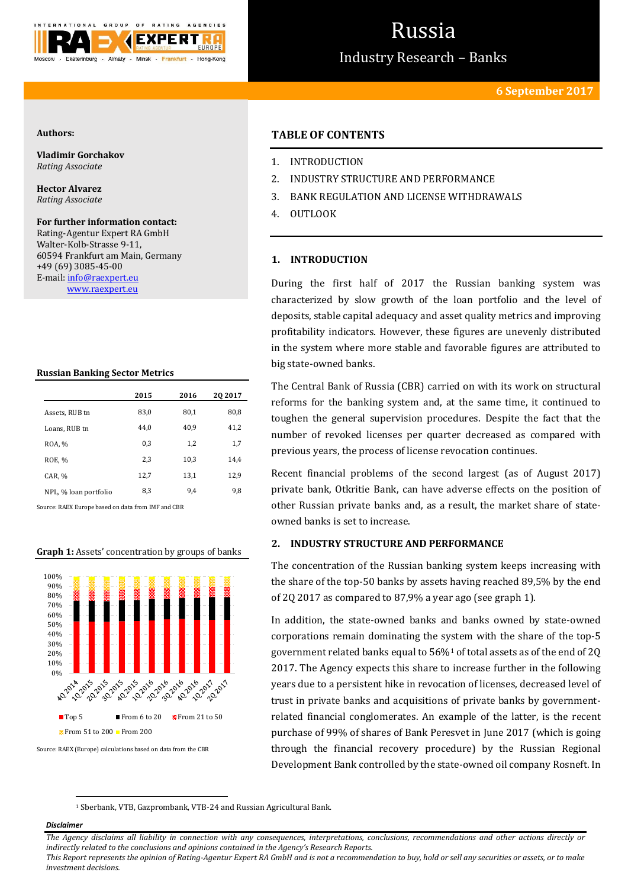# Russia

## Industry Research – Banks

**6 September 2017**

**Authors:**

**Vladimir Gorchakov**
*Rating Associate*

**Hector Alvarez**
*Rating Associate*

**For further information contact:**
Rating-Agentur Expert RA GmbH
Walter-Kolb-Strasse 9-11,
60594 Frankfurt am Main, Germany
+49 (69) 3085-45-00
E-mail: info@raexpert.eu
www.raexpert.eu

**Russian Banking Sector Metrics**

| | 2015 | 2016 | 2Q 2017 |
|---|---|---|---|
| Assets, RUB tn | 83,0 | 80,1 | 80,8 |
| Loans, RUB tn | 44,0 | 40,9 | 41,2 |
| ROA, % | 0,3 | 1,2 | 1,7 |
| ROE, % | 2,3 | 10,3 | 14,4 |
| CAR, % | 12,7 | 13,1 | 12,9 |
| NPL, % loan portfolio | 8,3 | 9,4 | 9,8 |

Source: RAEX Europe based on data from IMF and CBR

**Graph 1:** Assets' concentration by groups of banks

Top 5 | From 6 to 20 | From 21 to 50 | From 51 to 200 | From 200

Source: RAEX (Europe) calculations based on data from the CBR

### TABLE OF CONTENTS

1. INTRODUCTION
2. INDUSTRY STRUCTURE AND PERFORMANCE
3. BANK REGULATION AND LICENSE WITHDRAWALS
4. OUTLOOK

### 1. INTRODUCTION

During the first half of 2017 the Russian banking system was characterized by slow growth of the loan portfolio and the level of deposits, stable capital adequacy and asset quality metrics and improving profitability indicators. However, these figures are unevenly distributed in the system where more stable and favorable figures are attributed to big state-owned banks.

The Central Bank of Russia (CBR) carried on with its work on structural reforms for the banking system and, at the same time, it continued to toughen the general supervision procedures. Despite the fact that the number of revoked licenses per quarter decreased as compared with previous years, the process of license revocation continues.

Recent financial problems of the second largest (as of August 2017) private bank, Otkritie Bank, can have adverse effects on the position of other Russian private banks and, as a result, the market share of state-owned banks is set to increase.

### 2. INDUSTRY STRUCTURE AND PERFORMANCE

The concentration of the Russian banking system keeps increasing with the share of the top-50 banks by assets having reached 89,5% by the end of 2Q 2017 as compared to 87,9% a year ago (see graph 1).

In addition, the state-owned banks and banks owned by state-owned corporations remain dominating the system with the share of the top-5 government related banks equal to 56%[1] of total assets as of the end of 2Q 2017. The Agency expects this share to increase further in the following years due to a persistent hike in revocation of licenses, decreased level of trust in private banks and acquisitions of private banks by government-related financial conglomerates. An example of the latter, is the recent purchase of 99% of shares of Bank Peresvet in June 2017 (which is going through the financial recovery procedure) by the Russian Regional Development Bank controlled by the state-owned oil company Rosneft. In

[1] Sberbank, VTB, Gazprombank, VTB-24 and Russian Agricultural Bank.

***Disclaimer***

*The Agency disclaims all liability in connection with any consequences, interpretations, conclusions, recommendations and other actions directly or indirectly related to the conclusions and opinions contained in the Agency's Research Reports.*
*This Report represents the opinion of Rating-Agentur Expert RA GmbH and is not a recommendation to buy, hold or sell any securities or assets, or to make investment decisions.*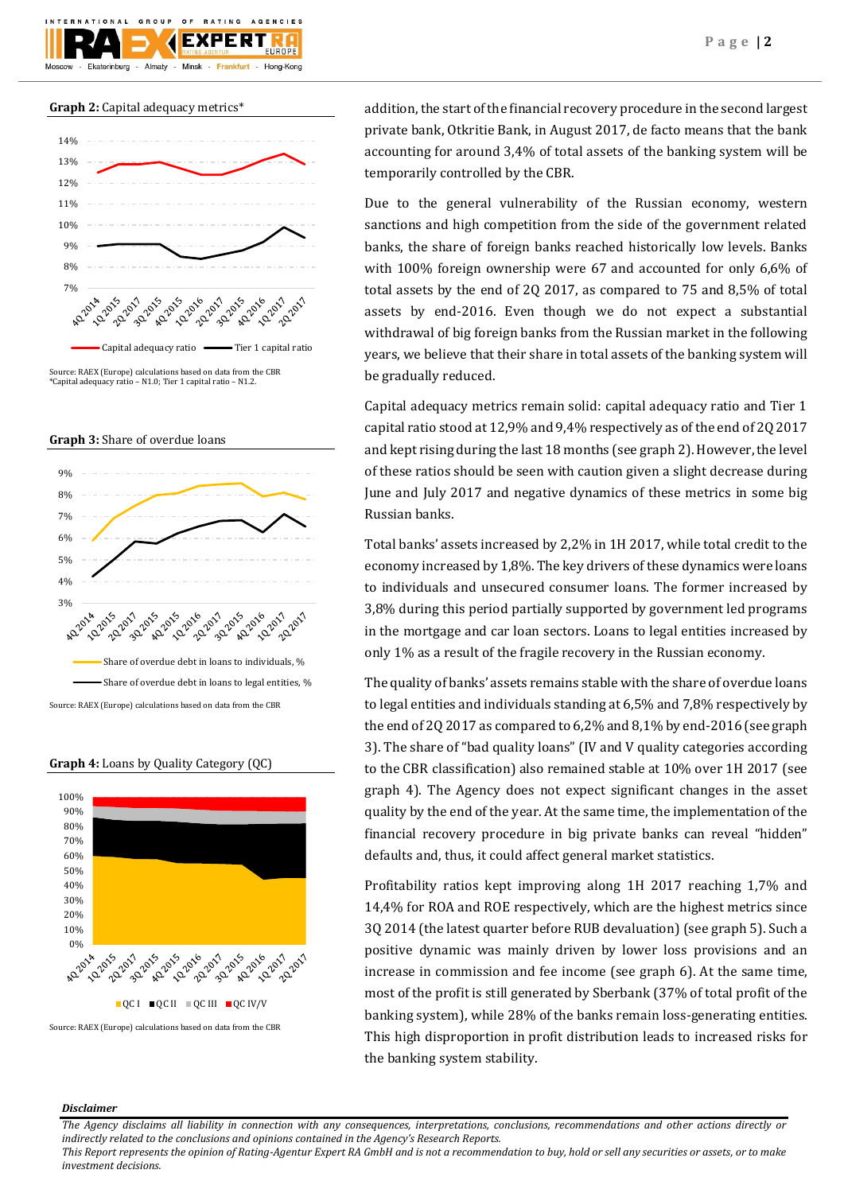**Graph 2:** Capital adequacy metrics*

Source: RAEX (Europe) calculations based on data from the CBR
*Capital adequacy ratio – N1.0; Tier 1 capital ratio – N1.2.

**Graph 3:** Share of overdue loans

Source: RAEX (Europe) calculations based on data from the CBR

**Graph 4:** Loans by Quality Category (QC)

Source: RAEX (Europe) calculations based on data from the CBR

addition, the start of the financial recovery procedure in the second largest private bank, Otkritie Bank, in August 2017, de facto means that the bank accounting for around 3,4% of total assets of the banking system will be temporarily controlled by the CBR.

Due to the general vulnerability of the Russian economy, western sanctions and high competition from the side of the government related banks, the share of foreign banks reached historically low levels. Banks with 100% foreign ownership were 67 and accounted for only 6,6% of total assets by the end of 2Q 2017, as compared to 75 and 8,5% of total assets by end-2016. Even though we do not expect a substantial withdrawal of big foreign banks from the Russian market in the following years, we believe that their share in total assets of the banking system will be gradually reduced.

Capital adequacy metrics remain solid: capital adequacy ratio and Tier 1 capital ratio stood at 12,9% and 9,4% respectively as of the end of 2Q 2017 and kept rising during the last 18 months (see graph 2). However, the level of these ratios should be seen with caution given a slight decrease during June and July 2017 and negative dynamics of these metrics in some big Russian banks.

Total banks' assets increased by 2,2% in 1H 2017, while total credit to the economy increased by 1,8%. The key drivers of these dynamics were loans to individuals and unsecured consumer loans. The former increased by 3,8% during this period partially supported by government led programs in the mortgage and car loan sectors. Loans to legal entities increased by only 1% as a result of the fragile recovery in the Russian economy.

The quality of banks' assets remains stable with the share of overdue loans to legal entities and individuals standing at 6,5% and 7,8% respectively by the end of 2Q 2017 as compared to 6,2% and 8,1% by end-2016 (see graph 3). The share of "bad quality loans" (IV and V quality categories according to the CBR classification) also remained stable at 10% over 1H 2017 (see graph 4). The Agency does not expect significant changes in the asset quality by the end of the year. At the same time, the implementation of the financial recovery procedure in big private banks can reveal "hidden" defaults and, thus, it could affect general market statistics.

Profitability ratios kept improving along 1H 2017 reaching 1,7% and 14,4% for ROA and ROE respectively, which are the highest metrics since 3Q 2014 (the latest quarter before RUB devaluation) (see graph 5). Such a positive dynamic was mainly driven by lower loss provisions and an increase in commission and fee income (see graph 6). At the same time, most of the profit is still generated by Sberbank (37% of total profit of the banking system), while 28% of the banks remain loss-generating entities. This high disproportion in profit distribution leads to increased risks for the banking system stability.

***Disclaimer***

*The Agency disclaims all liability in connection with any consequences, interpretations, conclusions, recommendations and other actions directly or indirectly related to the conclusions and opinions contained in the Agency's Research Reports.*
*This Report represents the opinion of Rating-Agentur Expert RA GmbH and is not a recommendation to buy, hold or sell any securities or assets, or to make investment decisions.*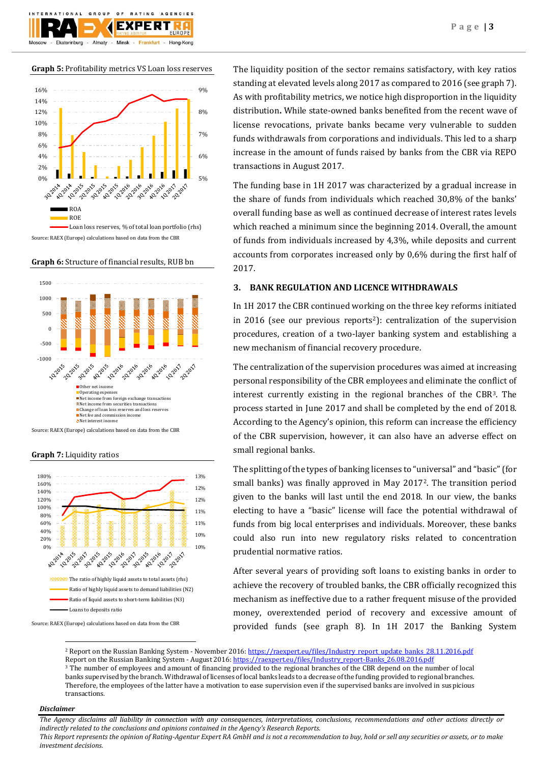**Graph 5:** Profitability metrics VS Loan loss reserves

Source: RAEX (Europe) calculations based on data from the CBR

**Graph 6:** Structure of financial results, RUB bn

Source: RAEX (Europe) calculations based on data from the CBR

**Graph 7:** Liquidity ratios

Source: RAEX (Europe) calculations based on data from the CBR

The liquidity position of the sector remains satisfactory, with key ratios standing at elevated levels along 2017 as compared to 2016 (see graph 7). As with profitability metrics, we notice high disproportion in the liquidity distribution**.** While state-owned banks benefited from the recent wave of license revocations, private banks became very vulnerable to sudden funds withdrawals from corporations and individuals. This led to a sharp increase in the amount of funds raised by banks from the CBR via REPO transactions in August 2017.

The funding base in 1H 2017 was characterized by a gradual increase in the share of funds from individuals which reached 30,8% of the banks' overall funding base as well as continued decrease of interest rates levels which reached a minimum since the beginning 2014. Overall, the amount of funds from individuals increased by 4,3%, while deposits and current accounts from corporates increased only by 0,6% during the first half of 2017.

### 3. BANK REGULATION AND LICENCE WITHDRAWALS

In 1H 2017 the CBR continued working on the three key reforms initiated in 2016 (see our previous reports[2]): centralization of the supervision procedures, creation of a two-layer banking system and establishing a new mechanism of financial recovery procedure.

The centralization of the supervision procedures was aimed at increasing personal responsibility of the CBR employees and eliminate the conflict of interest currently existing in the regional branches of the CBR[3]. The process started in June 2017 and shall be completed by the end of 2018. According to the Agency's opinion, this reform can increase the efficiency of the CBR supervision, however, it can also have an adverse effect on small regional banks.

The splitting of the types of banking licenses to "universal" and "basic" (for small banks) was finally approved in May 2017[2]. The transition period given to the banks will last until the end 2018. In our view, the banks electing to have a "basic" license will face the potential withdrawal of funds from big local enterprises and individuals. Moreover, these banks could also run into new regulatory risks related to concentration prudential normative ratios.

After several years of providing soft loans to existing banks in order to achieve the recovery of troubled banks, the CBR officially recognized this mechanism as ineffective due to a rather frequent misuse of the provided money, overextended period of recovery and excessive amount of provided funds (see graph 8). In 1H 2017 the Banking System

[2] Report on the Russian Banking System - November 2016: https://raexpert.eu/files/Industry_report_update_banks_28.11.2016.pdf
Report on the Russian Banking System - August 2016: https://raexpert.eu/files/Industry_report-Banks_26.08.2016.pdf
[3] The number of employees and amount of financing provided to the regional branches of the CBR depend on the number of local banks supervised by the branch. Withdrawal of licenses of local banks leads to a decrease of the funding provided to regional branches. Therefore, the employees of the latter have a motivation to ease supervision even if the supervised banks are involved in suspicious transactions.

***Disclaimer***

*The Agency disclaims all liability in connection with any consequences, interpretations, conclusions, recommendations and other actions directly or indirectly related to the conclusions and opinions contained in the Agency's Research Reports.*
*This Report represents the opinion of Rating-Agentur Expert RA GmbH and is not a recommendation to buy, hold or sell any securities or assets, or to make investment decisions.*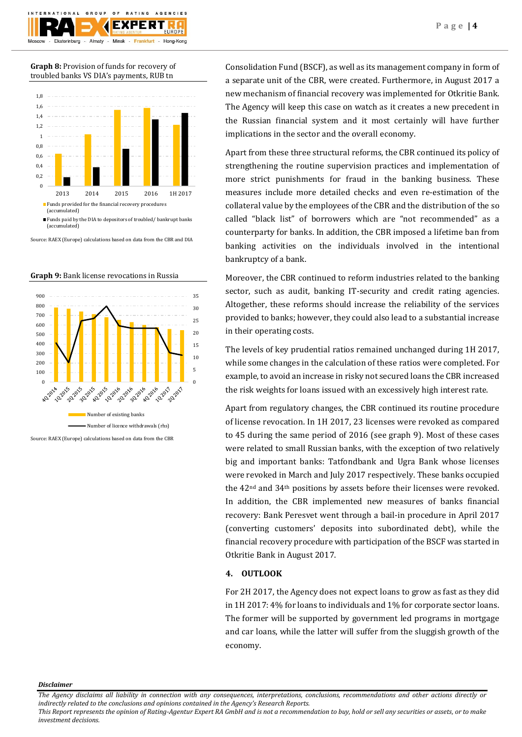**Graph 8:** Provision of funds for recovery of troubled banks VS DIA's payments, RUB tn

Source: RAEX (Europe) calculations based on data from the CBR and DIA

**Graph 9:** Bank license revocations in Russia

Source: RAEX (Europe) calculations based on data from the CBR

Consolidation Fund (BSCF), as well as its management company in form of a separate unit of the CBR, were created. Furthermore, in August 2017 a new mechanism of financial recovery was implemented for Otkritie Bank. The Agency will keep this case on watch as it creates a new precedent in the Russian financial system and it most certainly will have further implications in the sector and the overall economy.

Apart from these three structural reforms, the CBR continued its policy of strengthening the routine supervision practices and implementation of more strict punishments for fraud in the banking business. These measures include more detailed checks and even re-estimation of the collateral value by the employees of the CBR and the distribution of the so called "black list" of borrowers which are "not recommended" as a counterparty for banks. In addition, the CBR imposed a lifetime ban from banking activities on the individuals involved in the intentional bankruptcy of a bank.

Moreover, the CBR continued to reform industries related to the banking sector, such as audit, banking IT-security and credit rating agencies. Altogether, these reforms should increase the reliability of the services provided to banks; however, they could also lead to a substantial increase in their operating costs.

The levels of key prudential ratios remained unchanged during 1H 2017, while some changes in the calculation of these ratios were completed. For example, to avoid an increase in risky not secured loans the CBR increased the risk weights for loans issued with an excessively high interest rate.

Apart from regulatory changes, the CBR continued its routine procedure of license revocation. In 1H 2017, 23 licenses were revoked as compared to 45 during the same period of 2016 (see graph 9). Most of these cases were related to small Russian banks, with the exception of two relatively big and important banks: Tatfondbank and Ugra Bank whose licenses were revoked in March and July 2017 respectively. These banks occupied the 42nd and 34th positions by assets before their licenses were revoked. In addition, the CBR implemented new measures of banks financial recovery: Bank Peresvet went through a bail-in procedure in April 2017 (converting customers' deposits into subordinated debt), while the financial recovery procedure with participation of the BSCF was started in Otkritie Bank in August 2017.

## 4. OUTLOOK

For 2H 2017, the Agency does not expect loans to grow as fast as they did in 1H 2017: 4% for loans to individuals and 1% for corporate sector loans. The former will be supported by government led programs in mortgage and car loans, while the latter will suffer from the sluggish growth of the economy.

***Disclaimer***

*The Agency disclaims all liability in connection with any consequences, interpretations, conclusions, recommendations and other actions directly or indirectly related to the conclusions and opinions contained in the Agency's Research Reports.*
*This Report represents the opinion of Rating-Agentur Expert RA GmbH and is not a recommendation to buy, hold or sell any securities or assets, or to make investment decisions.*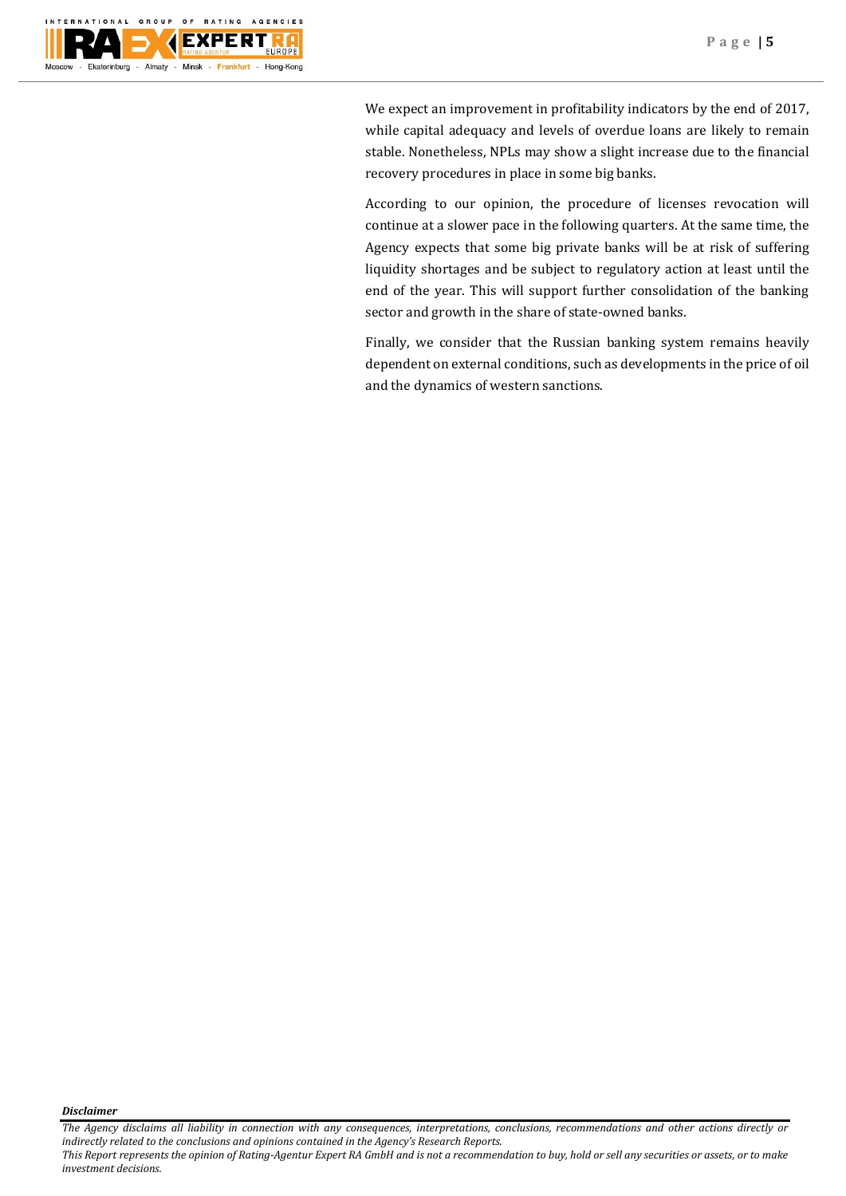We expect an improvement in profitability indicators by the end of 2017, while capital adequacy and levels of overdue loans are likely to remain stable. Nonetheless, NPLs may show a slight increase due to the financial recovery procedures in place in some big banks.

According to our opinion, the procedure of licenses revocation will continue at a slower pace in the following quarters. At the same time, the Agency expects that some big private banks will be at risk of suffering liquidity shortages and be subject to regulatory action at least until the end of the year. This will support further consolidation of the banking sector and growth in the share of state-owned banks.

Finally, we consider that the Russian banking system remains heavily dependent on external conditions, such as developments in the price of oil and the dynamics of western sanctions.

***Disclaimer***

*The Agency disclaims all liability in connection with any consequences, interpretations, conclusions, recommendations and other actions directly or indirectly related to the conclusions and opinions contained in the Agency's Research Reports.*

*This Report represents the opinion of Rating-Agentur Expert RA GmbH and is not a recommendation to buy, hold or sell any securities or assets, or to make investment decisions.*